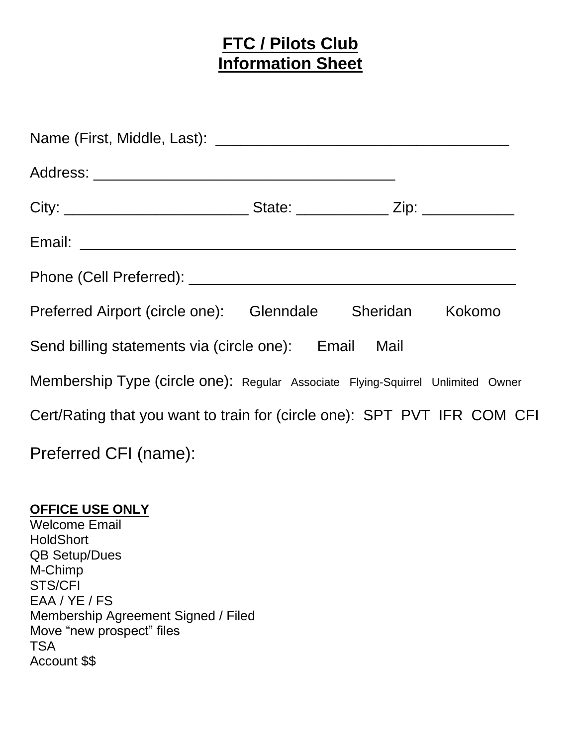# FTC / Pilots Club
# Information Sheet

Name (First, Middle, Last): ___________________________________

Address: ____________________________________

City: ______________________ State: ___________ Zip: ___________

Email: ____________________________________________________

Phone (Cell Preferred): _______________________________________

Preferred Airport (circle one): Glenndale Sheridan Kokomo

Send billing statements via (circle one): Email Mail

Membership Type (circle one): Regular Associate Flying-Squirrel Unlimited Owner

Cert/Rating that you want to train for (circle one): SPT PVT IFR COM CFI

Preferred CFI (name):

**OFFICE USE ONLY**

Welcome Email
HoldShort
QB Setup/Dues
M-Chimp
STS/CFI
EAA / YE / FS
Membership Agreement Signed / Filed
Move "new prospect" files
TSA
Account $$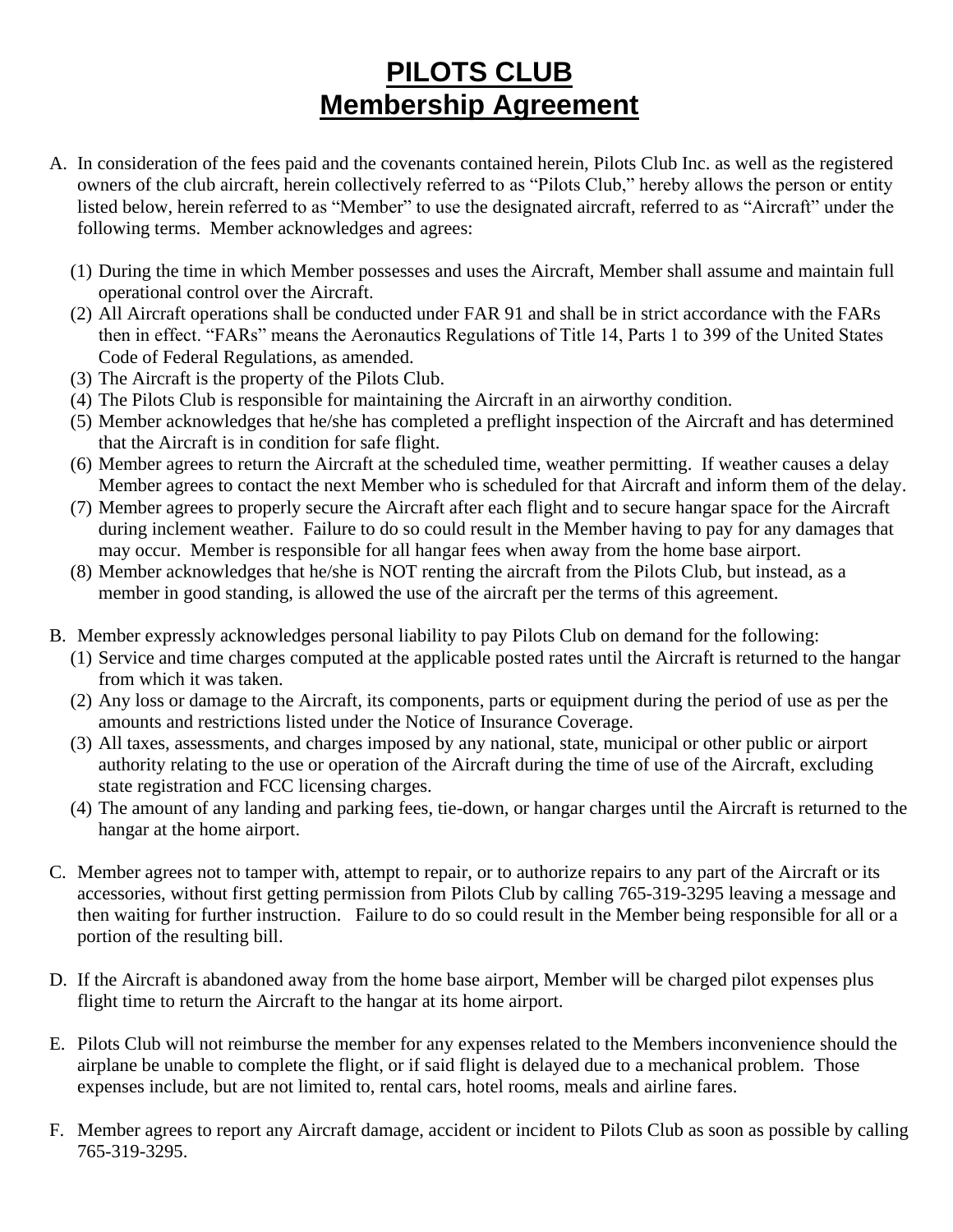# PILOTS CLUB
# Membership Agreement

A. In consideration of the fees paid and the covenants contained herein, Pilots Club Inc. as well as the registered owners of the club aircraft, herein collectively referred to as "Pilots Club," hereby allows the person or entity listed below, herein referred to as "Member" to use the designated aircraft, referred to as "Aircraft" under the following terms. Member acknowledges and agrees:

   (1) During the time in which Member possesses and uses the Aircraft, Member shall assume and maintain full operational control over the Aircraft.
   (2) All Aircraft operations shall be conducted under FAR 91 and shall be in strict accordance with the FARs then in effect. "FARs" means the Aeronautics Regulations of Title 14, Parts 1 to 399 of the United States Code of Federal Regulations, as amended.
   (3) The Aircraft is the property of the Pilots Club.
   (4) The Pilots Club is responsible for maintaining the Aircraft in an airworthy condition.
   (5) Member acknowledges that he/she has completed a preflight inspection of the Aircraft and has determined that the Aircraft is in condition for safe flight.
   (6) Member agrees to return the Aircraft at the scheduled time, weather permitting. If weather causes a delay Member agrees to contact the next Member who is scheduled for that Aircraft and inform them of the delay.
   (7) Member agrees to properly secure the Aircraft after each flight and to secure hangar space for the Aircraft during inclement weather. Failure to do so could result in the Member having to pay for any damages that may occur. Member is responsible for all hangar fees when away from the home base airport.
   (8) Member acknowledges that he/she is NOT renting the aircraft from the Pilots Club, but instead, as a member in good standing, is allowed the use of the aircraft per the terms of this agreement.

B. Member expressly acknowledges personal liability to pay Pilots Club on demand for the following:
   (1) Service and time charges computed at the applicable posted rates until the Aircraft is returned to the hangar from which it was taken.
   (2) Any loss or damage to the Aircraft, its components, parts or equipment during the period of use as per the amounts and restrictions listed under the Notice of Insurance Coverage.
   (3) All taxes, assessments, and charges imposed by any national, state, municipal or other public or airport authority relating to the use or operation of the Aircraft during the time of use of the Aircraft, excluding state registration and FCC licensing charges.
   (4) The amount of any landing and parking fees, tie-down, or hangar charges until the Aircraft is returned to the hangar at the home airport.

C. Member agrees not to tamper with, attempt to repair, or to authorize repairs to any part of the Aircraft or its accessories, without first getting permission from Pilots Club by calling 765-319-3295 leaving a message and then waiting for further instruction. Failure to do so could result in the Member being responsible for all or a portion of the resulting bill.

D. If the Aircraft is abandoned away from the home base airport, Member will be charged pilot expenses plus flight time to return the Aircraft to the hangar at its home airport.

E. Pilots Club will not reimburse the member for any expenses related to the Members inconvenience should the airplane be unable to complete the flight, or if said flight is delayed due to a mechanical problem. Those expenses include, but are not limited to, rental cars, hotel rooms, meals and airline fares.

F. Member agrees to report any Aircraft damage, accident or incident to Pilots Club as soon as possible by calling 765-319-3295.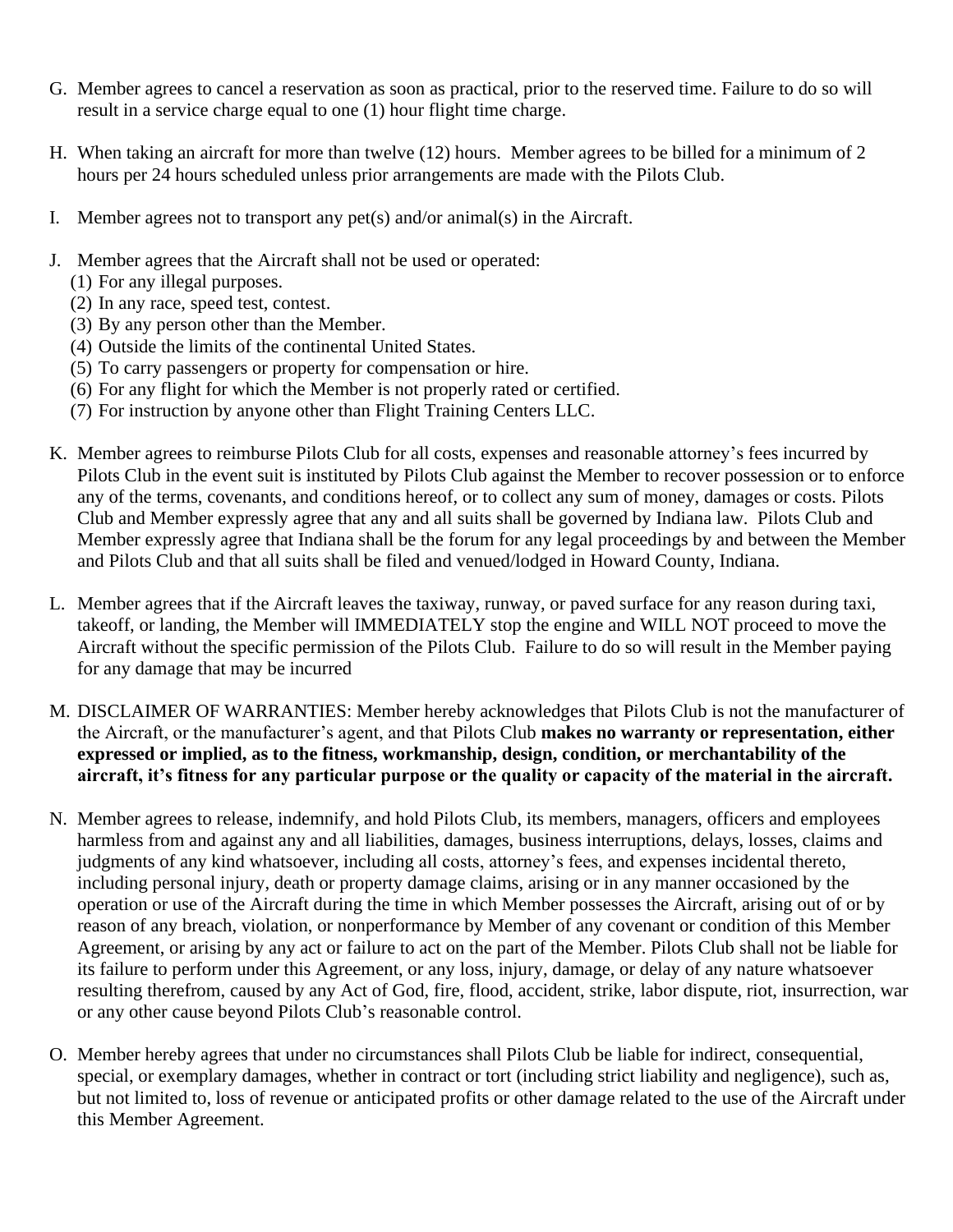G. Member agrees to cancel a reservation as soon as practical, prior to the reserved time. Failure to do so will result in a service charge equal to one (1) hour flight time charge.

H. When taking an aircraft for more than twelve (12) hours. Member agrees to be billed for a minimum of 2 hours per 24 hours scheduled unless prior arrangements are made with the Pilots Club.

I. Member agrees not to transport any pet(s) and/or animal(s) in the Aircraft.

J. Member agrees that the Aircraft shall not be used or operated:
   (1) For any illegal purposes.
   (2) In any race, speed test, contest.
   (3) By any person other than the Member.
   (4) Outside the limits of the continental United States.
   (5) To carry passengers or property for compensation or hire.
   (6) For any flight for which the Member is not properly rated or certified.
   (7) For instruction by anyone other than Flight Training Centers LLC.

K. Member agrees to reimburse Pilots Club for all costs, expenses and reasonable attorney's fees incurred by Pilots Club in the event suit is instituted by Pilots Club against the Member to recover possession or to enforce any of the terms, covenants, and conditions hereof, or to collect any sum of money, damages or costs. Pilots Club and Member expressly agree that any and all suits shall be governed by Indiana law. Pilots Club and Member expressly agree that Indiana shall be the forum for any legal proceedings by and between the Member and Pilots Club and that all suits shall be filed and venued/lodged in Howard County, Indiana.

L. Member agrees that if the Aircraft leaves the taxiway, runway, or paved surface for any reason during taxi, takeoff, or landing, the Member will IMMEDIATELY stop the engine and WILL NOT proceed to move the Aircraft without the specific permission of the Pilots Club. Failure to do so will result in the Member paying for any damage that may be incurred

M. DISCLAIMER OF WARRANTIES: Member hereby acknowledges that Pilots Club is not the manufacturer of the Aircraft, or the manufacturer's agent, and that Pilots Club **makes no warranty or representation, either expressed or implied, as to the fitness, workmanship, design, condition, or merchantability of the aircraft, it's fitness for any particular purpose or the quality or capacity of the material in the aircraft.**

N. Member agrees to release, indemnify, and hold Pilots Club, its members, managers, officers and employees harmless from and against any and all liabilities, damages, business interruptions, delays, losses, claims and judgments of any kind whatsoever, including all costs, attorney's fees, and expenses incidental thereto, including personal injury, death or property damage claims, arising or in any manner occasioned by the operation or use of the Aircraft during the time in which Member possesses the Aircraft, arising out of or by reason of any breach, violation, or nonperformance by Member of any covenant or condition of this Member Agreement, or arising by any act or failure to act on the part of the Member. Pilots Club shall not be liable for its failure to perform under this Agreement, or any loss, injury, damage, or delay of any nature whatsoever resulting therefrom, caused by any Act of God, fire, flood, accident, strike, labor dispute, riot, insurrection, war or any other cause beyond Pilots Club's reasonable control.

O. Member hereby agrees that under no circumstances shall Pilots Club be liable for indirect, consequential, special, or exemplary damages, whether in contract or tort (including strict liability and negligence), such as, but not limited to, loss of revenue or anticipated profits or other damage related to the use of the Aircraft under this Member Agreement.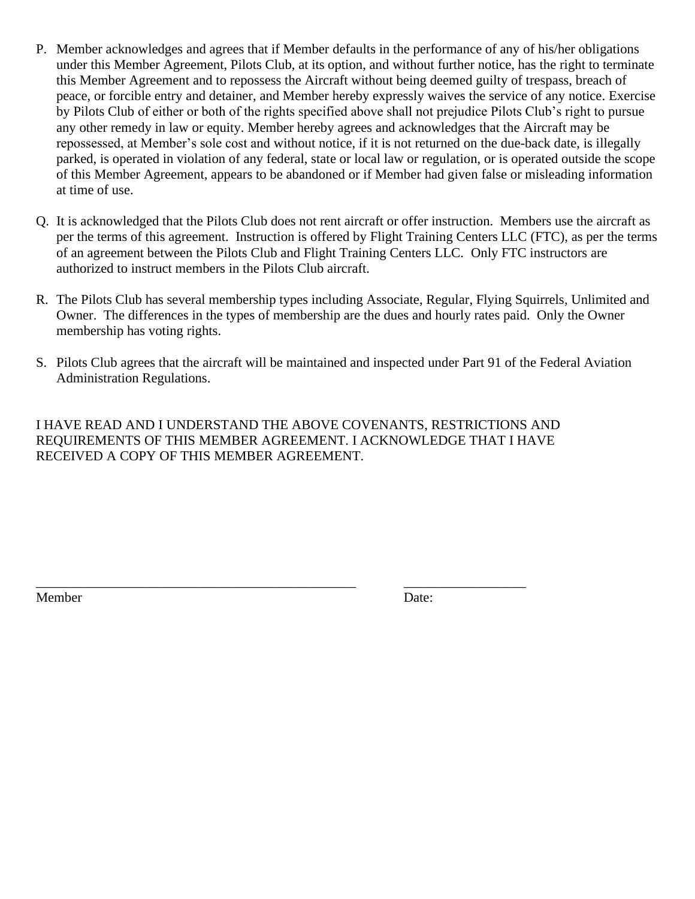P. Member acknowledges and agrees that if Member defaults in the performance of any of his/her obligations under this Member Agreement, Pilots Club, at its option, and without further notice, has the right to terminate this Member Agreement and to repossess the Aircraft without being deemed guilty of trespass, breach of peace, or forcible entry and detainer, and Member hereby expressly waives the service of any notice. Exercise by Pilots Club of either or both of the rights specified above shall not prejudice Pilots Club's right to pursue any other remedy in law or equity. Member hereby agrees and acknowledges that the Aircraft may be repossessed, at Member's sole cost and without notice, if it is not returned on the due-back date, is illegally parked, is operated in violation of any federal, state or local law or regulation, or is operated outside the scope of this Member Agreement, appears to be abandoned or if Member had given false or misleading information at time of use.

Q. It is acknowledged that the Pilots Club does not rent aircraft or offer instruction. Members use the aircraft as per the terms of this agreement. Instruction is offered by Flight Training Centers LLC (FTC), as per the terms of an agreement between the Pilots Club and Flight Training Centers LLC. Only FTC instructors are authorized to instruct members in the Pilots Club aircraft.

R. The Pilots Club has several membership types including Associate, Regular, Flying Squirrels, Unlimited and Owner. The differences in the types of membership are the dues and hourly rates paid. Only the Owner membership has voting rights.

S. Pilots Club agrees that the aircraft will be maintained and inspected under Part 91 of the Federal Aviation Administration Regulations.

I HAVE READ AND I UNDERSTAND THE ABOVE COVENANTS, RESTRICTIONS AND REQUIREMENTS OF THIS MEMBER AGREEMENT. I ACKNOWLEDGE THAT I HAVE RECEIVED A COPY OF THIS MEMBER AGREEMENT.

_________________________________________________ __________________

Member Date: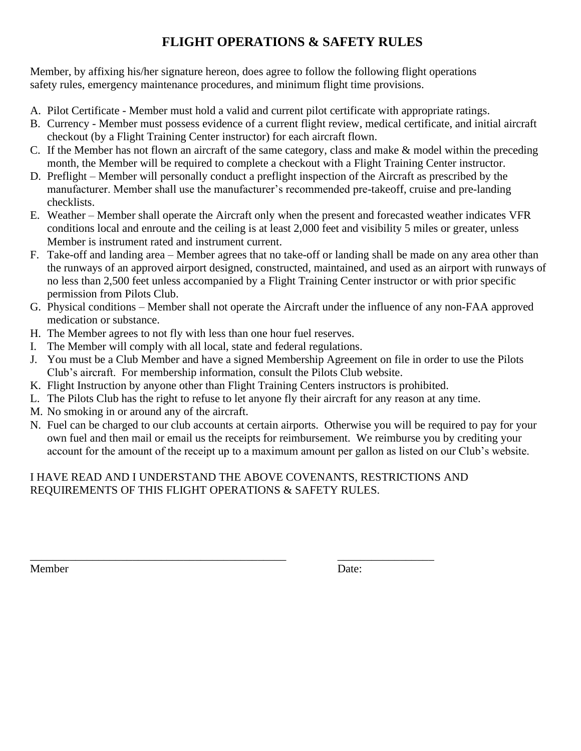# FLIGHT OPERATIONS & SAFETY RULES

Member, by affixing his/her signature hereon, does agree to follow the following flight operations safety rules, emergency maintenance procedures, and minimum flight time provisions.

A. Pilot Certificate - Member must hold a valid and current pilot certificate with appropriate ratings.
B. Currency - Member must possess evidence of a current flight review, medical certificate, and initial aircraft checkout (by a Flight Training Center instructor) for each aircraft flown.
C. If the Member has not flown an aircraft of the same category, class and make & model within the preceding month, the Member will be required to complete a checkout with a Flight Training Center instructor.
D. Preflight – Member will personally conduct a preflight inspection of the Aircraft as prescribed by the manufacturer. Member shall use the manufacturer's recommended pre-takeoff, cruise and pre-landing checklists.
E. Weather – Member shall operate the Aircraft only when the present and forecasted weather indicates VFR conditions local and enroute and the ceiling is at least 2,000 feet and visibility 5 miles or greater, unless Member is instrument rated and instrument current.
F. Take-off and landing area – Member agrees that no take-off or landing shall be made on any area other than the runways of an approved airport designed, constructed, maintained, and used as an airport with runways of no less than 2,500 feet unless accompanied by a Flight Training Center instructor or with prior specific permission from Pilots Club.
G. Physical conditions – Member shall not operate the Aircraft under the influence of any non-FAA approved medication or substance.
H. The Member agrees to not fly with less than one hour fuel reserves.
I. The Member will comply with all local, state and federal regulations.
J. You must be a Club Member and have a signed Membership Agreement on file in order to use the Pilots Club's aircraft. For membership information, consult the Pilots Club website.
K. Flight Instruction by anyone other than Flight Training Centers instructors is prohibited.
L. The Pilots Club has the right to refuse to let anyone fly their aircraft for any reason at any time.
M. No smoking in or around any of the aircraft.
N. Fuel can be charged to our club accounts at certain airports. Otherwise you will be required to pay for your own fuel and then mail or email us the receipts for reimbursement. We reimburse you by crediting your account for the amount of the receipt up to a maximum amount per gallon as listed on our Club's website.

I HAVE READ AND I UNDERSTAND THE ABOVE COVENANTS, RESTRICTIONS AND REQUIREMENTS OF THIS FLIGHT OPERATIONS & SAFETY RULES.

_______________________________________________ _________________

Member Date: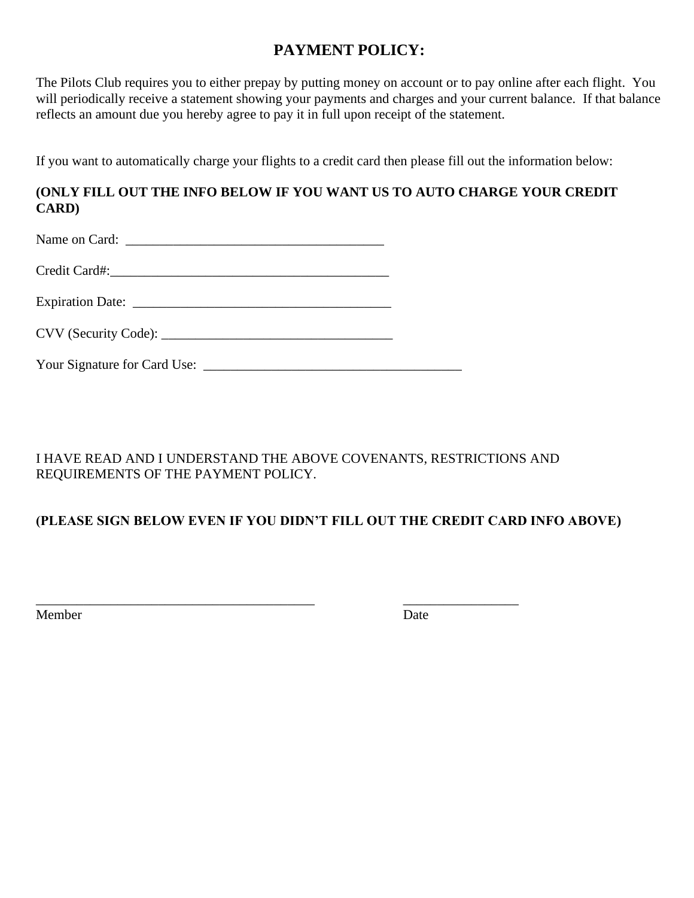## PAYMENT POLICY:

The Pilots Club requires you to either prepay by putting money on account or to pay online after each flight. You will periodically receive a statement showing your payments and charges and your current balance. If that balance reflects an amount due you hereby agree to pay it in full upon receipt of the statement.

If you want to automatically charge your flights to a credit card then please fill out the information below:

**(ONLY FILL OUT THE INFO BELOW IF YOU WANT US TO AUTO CHARGE YOUR CREDIT CARD)**

Name on Card: _______________________________________

Credit Card#:__________________________________________

Expiration Date: _______________________________________

CVV (Security Code): ___________________________________

Your Signature for Card Use: _______________________________________

I HAVE READ AND I UNDERSTAND THE ABOVE COVENANTS, RESTRICTIONS AND REQUIREMENTS OF THE PAYMENT POLICY.

**(PLEASE SIGN BELOW EVEN IF YOU DIDN'T FILL OUT THE CREDIT CARD INFO ABOVE)**

__________________________________________ _________________

Member Date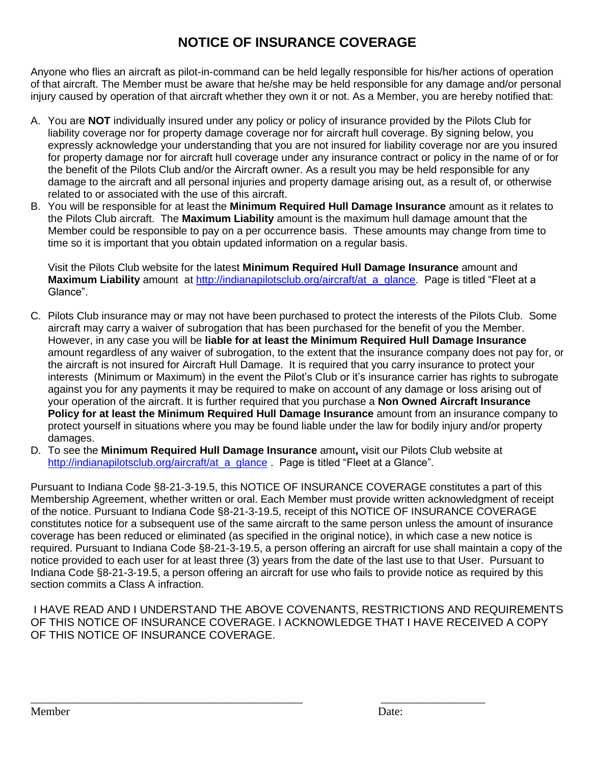# NOTICE OF INSURANCE COVERAGE

Anyone who flies an aircraft as pilot-in-command can be held legally responsible for his/her actions of operation of that aircraft. The Member must be aware that he/she may be held responsible for any damage and/or personal injury caused by operation of that aircraft whether they own it or not. As a Member, you are hereby notified that:

A. You are **NOT** individually insured under any policy or policy of insurance provided by the Pilots Club for liability coverage nor for property damage coverage nor for aircraft hull coverage. By signing below, you expressly acknowledge your understanding that you are not insured for liability coverage nor are you insured for property damage nor for aircraft hull coverage under any insurance contract or policy in the name of or for the benefit of the Pilots Club and/or the Aircraft owner. As a result you may be held responsible for any damage to the aircraft and all personal injuries and property damage arising out, as a result of, or otherwise related to or associated with the use of this aircraft.

B. You will be responsible for at least the **Minimum Required Hull Damage Insurance** amount as it relates to the Pilots Club aircraft. The **Maximum Liability** amount is the maximum hull damage amount that the Member could be responsible to pay on a per occurrence basis. These amounts may change from time to time so it is important that you obtain updated information on a regular basis.

   Visit the Pilots Club website for the latest **Minimum Required Hull Damage Insurance** amount and **Maximum Liability** amount at http://indianapilotsclub.org/aircraft/at_a_glance. Page is titled "Fleet at a Glance".

C. Pilots Club insurance may or may not have been purchased to protect the interests of the Pilots Club. Some aircraft may carry a waiver of subrogation that has been purchased for the benefit of you the Member. However, in any case you will be **liable for at least the Minimum Required Hull Damage Insurance** amount regardless of any waiver of subrogation, to the extent that the insurance company does not pay for, or the aircraft is not insured for Aircraft Hull Damage. It is required that you carry insurance to protect your interests (Minimum or Maximum) in the event the Pilot's Club or it's insurance carrier has rights to subrogate against you for any payments it may be required to make on account of any damage or loss arising out of your operation of the aircraft. It is further required that you purchase a **Non Owned Aircraft Insurance Policy for at least the Minimum Required Hull Damage Insurance** amount from an insurance company to protect yourself in situations where you may be found liable under the law for bodily injury and/or property damages.

D. To see the **Minimum Required Hull Damage Insurance** amount**,** visit our Pilots Club website at http://indianapilotsclub.org/aircraft/at_a_glance . Page is titled "Fleet at a Glance".

Pursuant to Indiana Code §8-21-3-19.5, this NOTICE OF INSURANCE COVERAGE constitutes a part of this Membership Agreement, whether written or oral. Each Member must provide written acknowledgment of receipt of the notice. Pursuant to Indiana Code §8-21-3-19.5, receipt of this NOTICE OF INSURANCE COVERAGE constitutes notice for a subsequent use of the same aircraft to the same person unless the amount of insurance coverage has been reduced or eliminated (as specified in the original notice), in which case a new notice is required. Pursuant to Indiana Code §8-21-3-19.5, a person offering an aircraft for use shall maintain a copy of the notice provided to each user for at least three (3) years from the date of the last use to that User. Pursuant to Indiana Code §8-21-3-19.5, a person offering an aircraft for use who fails to provide notice as required by this section commits a Class A infraction.

I HAVE READ AND I UNDERSTAND THE ABOVE COVENANTS, RESTRICTIONS AND REQUIREMENTS OF THIS NOTICE OF INSURANCE COVERAGE. I ACKNOWLEDGE THAT I HAVE RECEIVED A COPY OF THIS NOTICE OF INSURANCE COVERAGE.

_______________________________________________ __________________

Member Date: